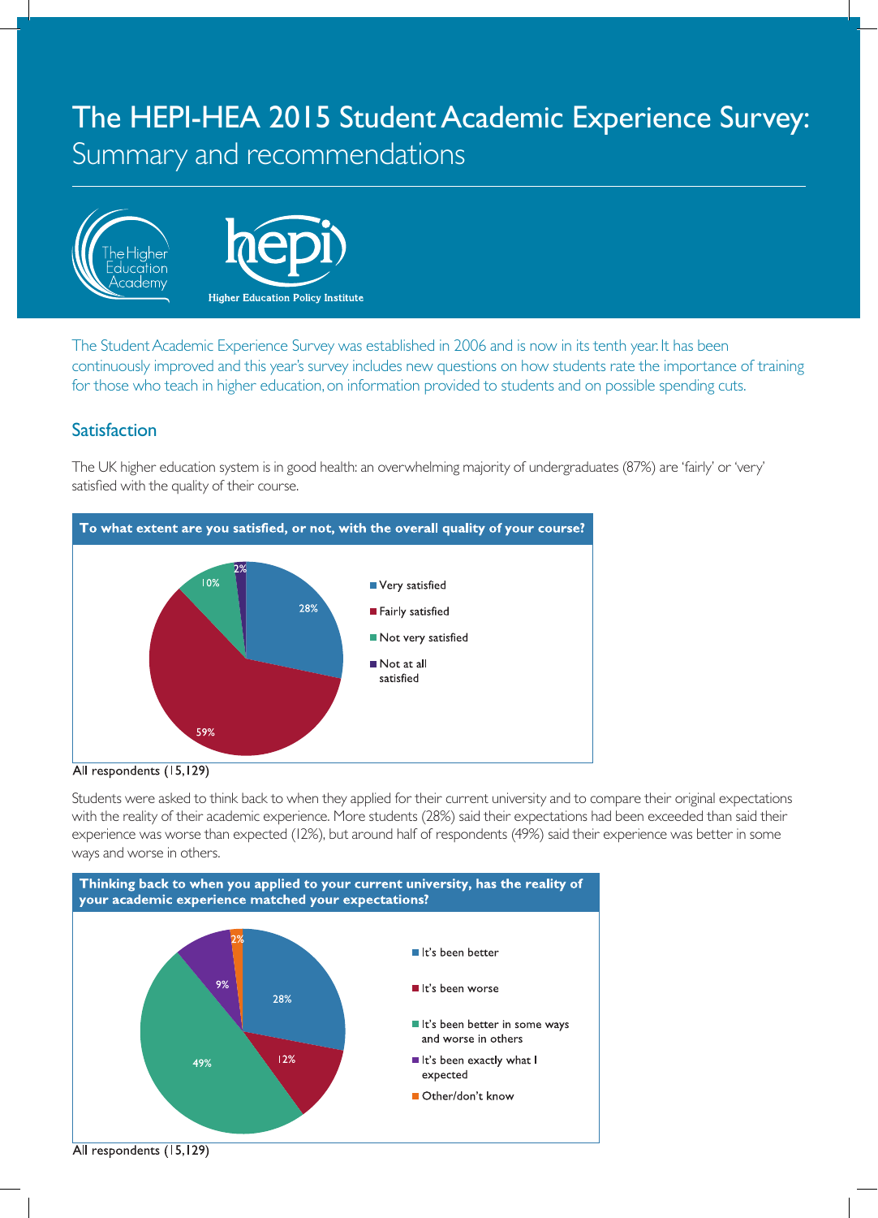# The HEPI-HEA 2015 Student Academic Experience Survey: Summary and recommendations

The Higher Education Academy

hepi — Higher Education Policy Institute

The Student Academic Experience Survey was established in 2006 and is now in its tenth year. It has been continuously improved and this year's survey includes new questions on how students rate the importance of training for those who teach in higher education, on information provided to students and on possible spending cuts.

## Satisfaction

The UK higher education system is in good health: an overwhelming majority of undergraduates (87%) are 'fairly' or 'very' satisfied with the quality of their course.

**To what extent are you satisfied, or not, with the overall quality of your course?**

| Response | % |
|---|---|
| Very satisfied | 28% |
| Fairly satisfied | 59% |
| Not very satisfied | 10% |
| Not at all satisfied | 2% |

All respondents (15,129)

Students were asked to think back to when they applied for their current university and to compare their original expectations with the reality of their academic experience. More students (28%) said their expectations had been exceeded than said their experience was worse than expected (12%), but around half of respondents (49%) said their experience was better in some ways and worse in others.

**Thinking back to when you applied to your current university, has the reality of your academic experience matched your expectations?**

| Response | % |
|---|---|
| It's been better | 28% |
| It's been worse | 12% |
| It's been better in some ways and worse in others | 49% |
| It's been exactly what I expected | 9% |
| Other/don't know | 2% |

All respondents (15,129)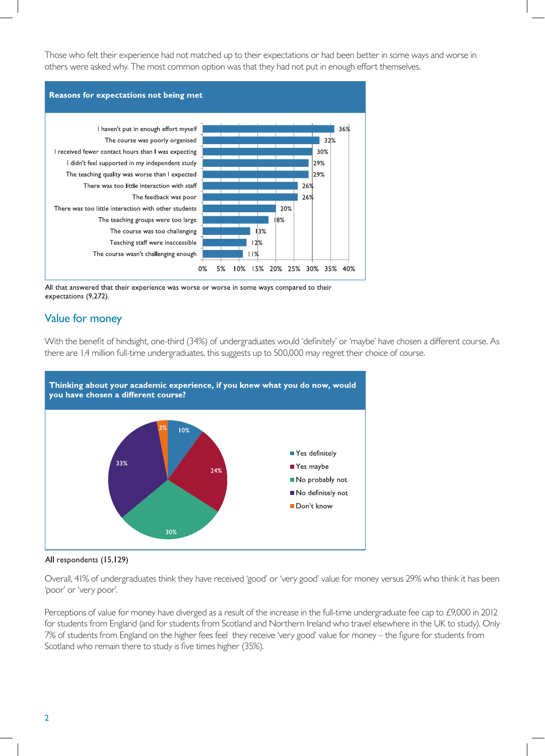Those who felt their experience had not matched up to their expectations or had been better in some ways and worse in others were asked why. The most common option was that they had not put in enough effort themselves.

**Reasons for expectations not being met**

| Reason | % |
|---|---|
| I haven't put in enough effort myself | 36% |
| The course was poorly organised | 32% |
| I received fewer contact hours than I was expecting | 30% |
| I didn't feel supported in my independent study | 29% |
| The teaching quality was worse than I expected | 29% |
| There was too little interaction with staff | 26% |
| The feedback was poor | 26% |
| There was too little interaction with other students | 20% |
| The teaching groups were too large | 18% |
| The course was too challenging | 13% |
| Teaching staff were inaccessible | 12% |
| The course wasn't challenging enough | 11% |

All that answered that their experience was worse or worse in some ways compared to their expectations (9,272).

## Value for money

With the benefit of hindsight, one-third (34%) of undergraduates would 'definitely' or 'maybe' have chosen a different course. As there are 1.4 million full-time undergraduates, this suggests up to 500,000 may regret their choice of course.

**Thinking about your academic experience, if you knew what you do now, would you have chosen a different course?**

| Response | % |
|---|---|
| Yes definitely | 10% |
| Yes maybe | 24% |
| No probably not | 30% |
| No definitely not | 33% |
| Don't know | 3% |

All respondents (15,129)

Overall, 41% of undergraduates think they have received 'good' or 'very good' value for money versus 29% who think it has been 'poor' or 'very poor'.

Perceptions of value for money have diverged as a result of the increase in the full-time undergraduate fee cap to £9,000 in 2012 for students from England (and for students from Scotland and Northern Ireland who travel elsewhere in the UK to study). Only 7% of students from England on the higher fees feel they receive 'very good' value for money – the figure for students from Scotland who remain there to study is five times higher (35%).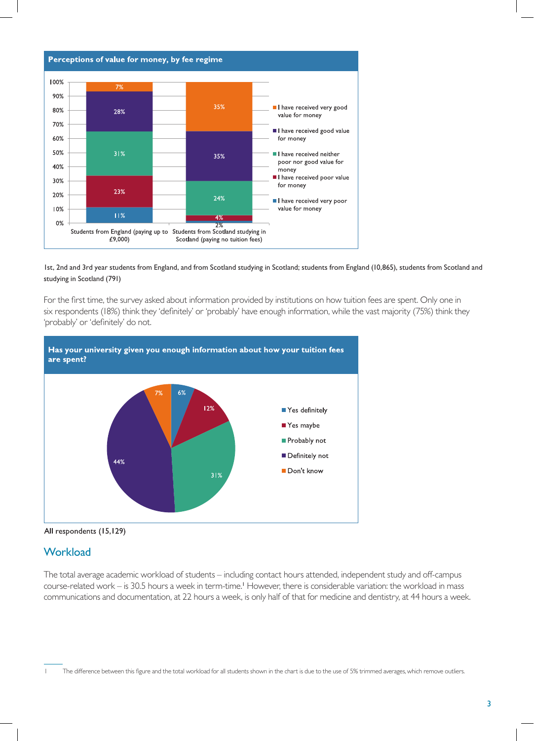**Perceptions of value for money, by fee regime**

| | Students from England (paying up to £9,000) | Students from Scotland studying in Scotland (paying no tuition fees) |
|---|---|---|
| I have received very good value for money | 7% | 35% |
| I have received good value for money | 28% | 35% |
| I have received neither poor nor good value for money | 31% | 24% |
| I have received poor value for money | 23% | 4% |
| I have received very poor value for money | 11% | 2% |

1st, 2nd and 3rd year students from England, and from Scotland studying in Scotland; students from England (10,865), students from Scotland and studying in Scotland (791)

For the first time, the survey asked about information provided by institutions on how tuition fees are spent. Only one in six respondents (18%) think they 'definitely' or 'probably' have enough information, while the vast majority (75%) think they 'probably' or 'definitely' do not.

**Has your university given you enough information about how your tuition fees are spent?**

| Response | % |
|---|---|
| Yes definitely | 6% |
| Yes maybe | 12% |
| Probably not | 31% |
| Definitely not | 44% |
| Don't know | 7% |

All respondents (15,129)

## Workload

The total average academic workload of students – including contact hours attended, independent study and off-campus course-related work – is 30.5 hours a week in term-time.[1] However, there is considerable variation: the workload in mass communications and documentation, at 22 hours a week, is only half of that for medicine and dentistry, at 44 hours a week.

1 The difference between this figure and the total workload for all students shown in the chart is due to the use of 5% trimmed averages, which remove outliers.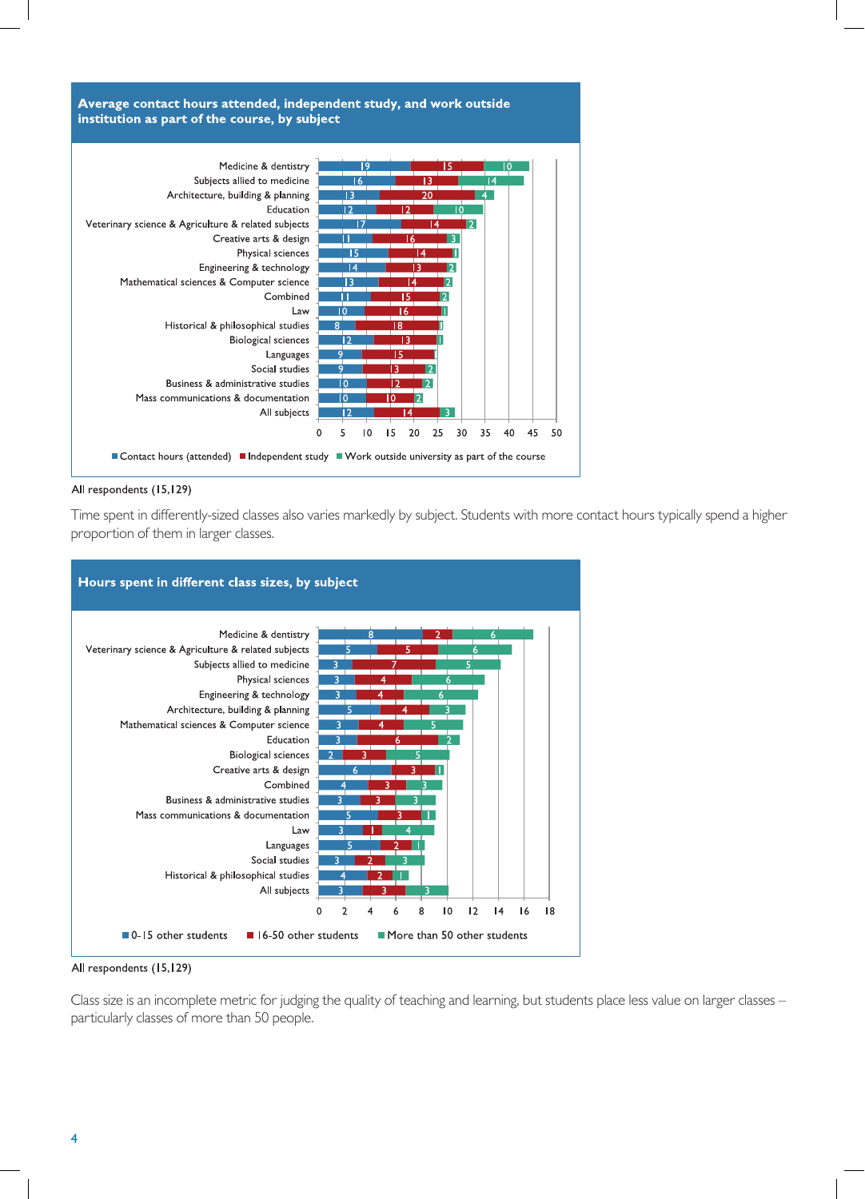**Average contact hours attended, independent study, and work outside institution as part of the course, by subject**

| Subject | Contact hours (attended) | Independent study | Work outside university as part of the course |
|---|---|---|---|
| Medicine & dentistry | 19 | 15 | 10 |
| Subjects allied to medicine | 16 | 13 | 14 |
| Architecture, building & planning | 13 | 20 | 4 |
| Education | 12 | 12 | 10 |
| Veterinary science & Agriculture & related subjects | 17 | 14 | 2 |
| Creative arts & design | 11 | 16 | 3 |
| Physical sciences | 15 | 14 | 1 |
| Engineering & technology | 14 | 13 | 2 |
| Mathematical sciences & Computer science | 13 | 14 | 2 |
| Combined | 11 | 15 | 2 |
| Law | 10 | 16 | 1 |
| Historical & philosophical studies | 8 | 18 | 1 |
| Biological sciences | 12 | 13 | 1 |
| Languages | 9 | 15 | |
| Social studies | 9 | 13 | 2 |
| Business & administrative studies | 10 | 12 | 2 |
| Mass communications & documentation | 10 | 10 | 2 |
| All subjects | 12 | 14 | 3 |

All respondents (15,129)

Time spent in differently-sized classes also varies markedly by subject. Students with more contact hours typically spend a higher proportion of them in larger classes.

**Hours spent in different class sizes, by subject**

| Subject | 0-15 other students | 16-50 other students | More than 50 other students |
|---|---|---|---|
| Medicine & dentistry | 8 | 2 | 6 |
| Veterinary science & Agriculture & related subjects | 5 | 5 | 6 |
| Subjects allied to medicine | 3 | 7 | 5 |
| Physical sciences | 3 | 4 | 6 |
| Engineering & technology | 3 | 4 | 6 |
| Architecture, building & planning | 5 | 4 | 3 |
| Mathematical sciences & Computer science | 3 | 4 | 5 |
| Education | 3 | 6 | 2 |
| Biological sciences | 2 | 3 | 5 |
| Creative arts & design | 6 | 3 | 1 |
| Combined | 4 | 3 | 3 |
| Business & administrative studies | 3 | 3 | 3 |
| Mass communications & documentation | 5 | 3 | 1 |
| Law | 3 | 1 | 4 |
| Languages | 5 | 2 | 1 |
| Social studies | 3 | 2 | 3 |
| Historical & philosophical studies | 4 | 2 | 1 |
| All subjects | 3 | 3 | 3 |

All respondents (15,129)

Class size is an incomplete metric for judging the quality of teaching and learning, but students place less value on larger classes – particularly classes of more than 50 people.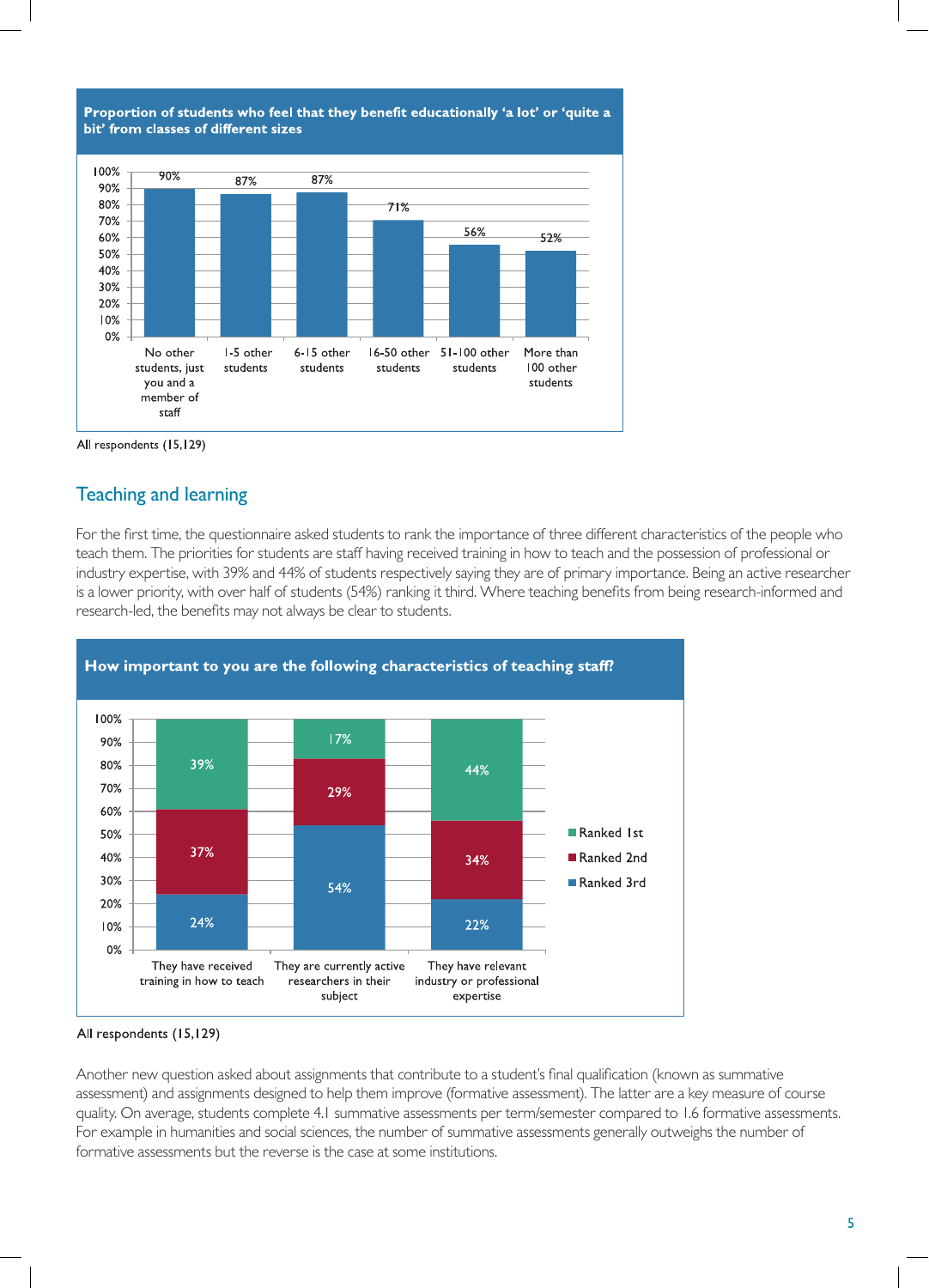**Proportion of students who feel that they benefit educationally 'a lot' or 'quite a bit' from classes of different sizes**

| Class size | Proportion |
|---|---|
| No other students, just you and a member of staff | 90% |
| 1-5 other students | 87% |
| 6-15 other students | 87% |
| 16-50 other students | 71% |
| 51-100 other students | 56% |
| More than 100 other students | 52% |

All respondents (15,129)

## Teaching and learning

For the first time, the questionnaire asked students to rank the importance of three different characteristics of the people who teach them. The priorities for students are staff having received training in how to teach and the possession of professional or industry expertise, with 39% and 44% of students respectively saying they are of primary importance. Being an active researcher is a lower priority, with over half of students (54%) ranking it third. Where teaching benefits from being research-informed and research-led, the benefits may not always be clear to students.

**How important to you are the following characteristics of teaching staff?**

| | They have received training in how to teach | They are currently active researchers in their subject | They have relevant industry or professional expertise |
|---|---|---|---|
| Ranked 1st | 39% | 17% | 44% |
| Ranked 2nd | 37% | 29% | 34% |
| Ranked 3rd | 24% | 54% | 22% |

All respondents (15,129)

Another new question asked about assignments that contribute to a student's final qualification (known as summative assessment) and assignments designed to help them improve (formative assessment). The latter are a key measure of course quality. On average, students complete 4.1 summative assessments per term/semester compared to 1.6 formative assessments. For example in humanities and social sciences, the number of summative assessments generally outweighs the number of formative assessments but the reverse is the case at some institutions.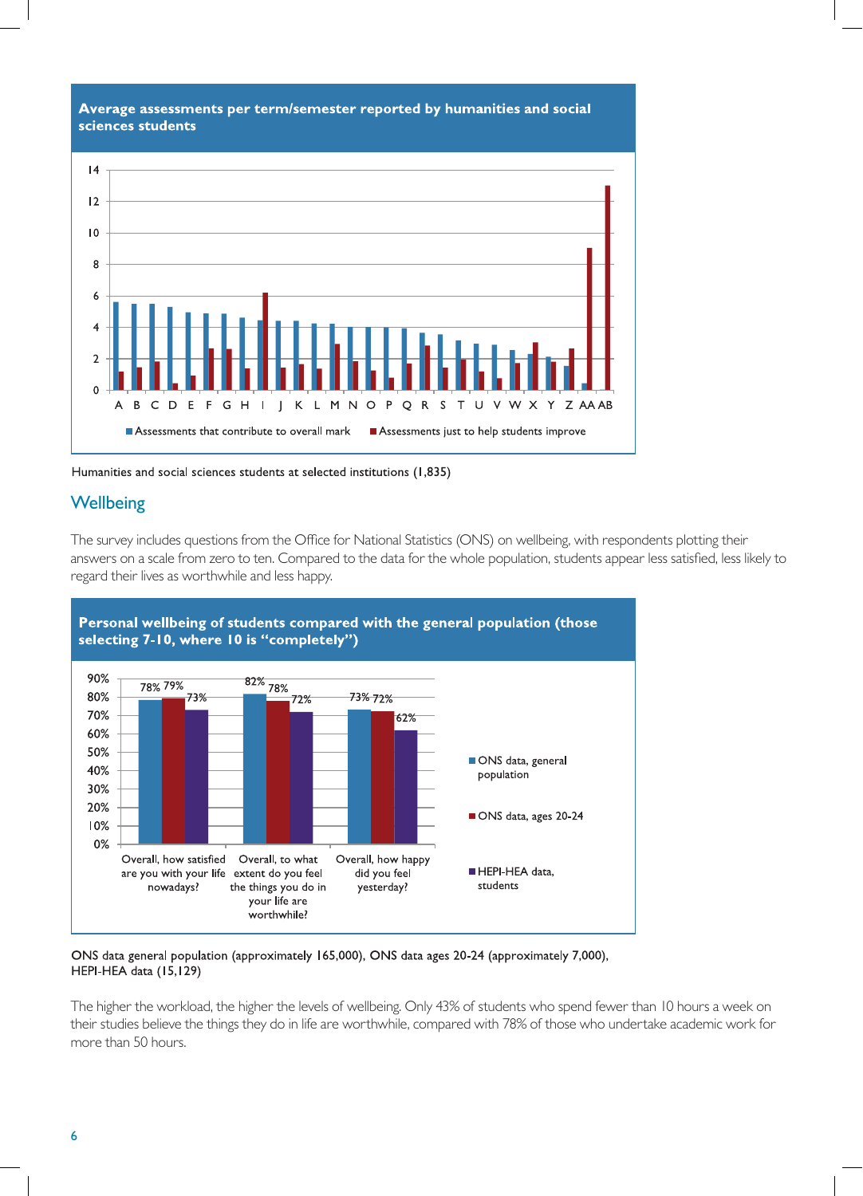**Average assessments per term/semester reported by humanities and social sciences students**

Humanities and social sciences students at selected institutions (1,835)

## Wellbeing

The survey includes questions from the Office for National Statistics (ONS) on wellbeing, with respondents plotting their answers on a scale from zero to ten. Compared to the data for the whole population, students appear less satisfied, less likely to regard their lives as worthwhile and less happy.

**Personal wellbeing of students compared with the general population (those selecting 7-10, where 10 is "completely")**

| | ONS data, general population | ONS data, ages 20-24 | HEPI-HEA data, students |
|---|---|---|---|
| Overall, how satisfied are you with your life nowadays? | 78% | 79% | 73% |
| Overall, to what extent do you feel the things you do in your life are worthwhile? | 82% | 78% | 72% |
| Overall, how happy did you feel yesterday? | 73% | 72% | 62% |

ONS data general population (approximately 165,000), ONS data ages 20-24 (approximately 7,000), HEPI-HEA data (15,129)

The higher the workload, the higher the levels of wellbeing. Only 43% of students who spend fewer than 10 hours a week on their studies believe the things they do in life are worthwhile, compared with 78% of those who undertake academic work for more than 50 hours.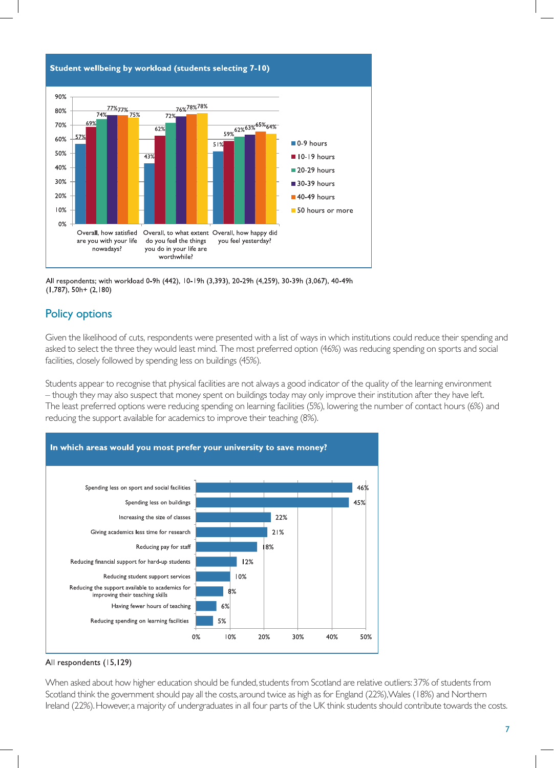**Student wellbeing by workload (students selecting 7-10)**

| | 0-9 hours | 10-19 hours | 20-29 hours | 30-39 hours | 40-49 hours | 50 hours or more |
|---|---|---|---|---|---|---|
| Overall, how satisfied are you with your life nowadays? | 57% | 69% | 74% | 77% | 77% | 75% |
| Overall, to what extent do you feel the things you do in your life are worthwhile? | 43% | 62% | 72% | 76% | 78% | 78% |
| Overall, how happy did you feel yesterday? | 51% | 59% | 62% | 63% | 65% | 64% |

All respondents; with workload 0-9h (442), 10-19h (3,393), 20-29h (4,259), 30-39h (3,067), 40-49h (1,787), 50h+ (2,180)

## Policy options

Given the likelihood of cuts, respondents were presented with a list of ways in which institutions could reduce their spending and asked to select the three they would least mind. The most preferred option (46%) was reducing spending on sports and social facilities, closely followed by spending less on buildings (45%).

Students appear to recognise that physical facilities are not always a good indicator of the quality of the learning environment – though they may also suspect that money spent on buildings today may only improve their institution after they have left. The least preferred options were reducing spending on learning facilities (5%), lowering the number of contact hours (6%) and reducing the support available for academics to improve their teaching (8%).

**In which areas would you most prefer your university to save money?**

| Option | % |
|---|---|
| Spending less on sport and social facilities | 46% |
| Spending less on buildings | 45% |
| Increasing the size of classes | 22% |
| Giving academics less time for research | 21% |
| Reducing pay for staff | 18% |
| Reducing financial support for hard-up students | 12% |
| Reducing student support services | 10% |
| Reducing the support available to academics for improving their teaching skills | 8% |
| Having fewer hours of teaching | 6% |
| Reducing spending on learning facilities | 5% |

All respondents (15,129)

When asked about how higher education should be funded, students from Scotland are relative outliers: 37% of students from Scotland think the government should pay all the costs, around twice as high as for England (22%), Wales (18%) and Northern Ireland (22%). However, a majority of undergraduates in all four parts of the UK think students should contribute towards the costs.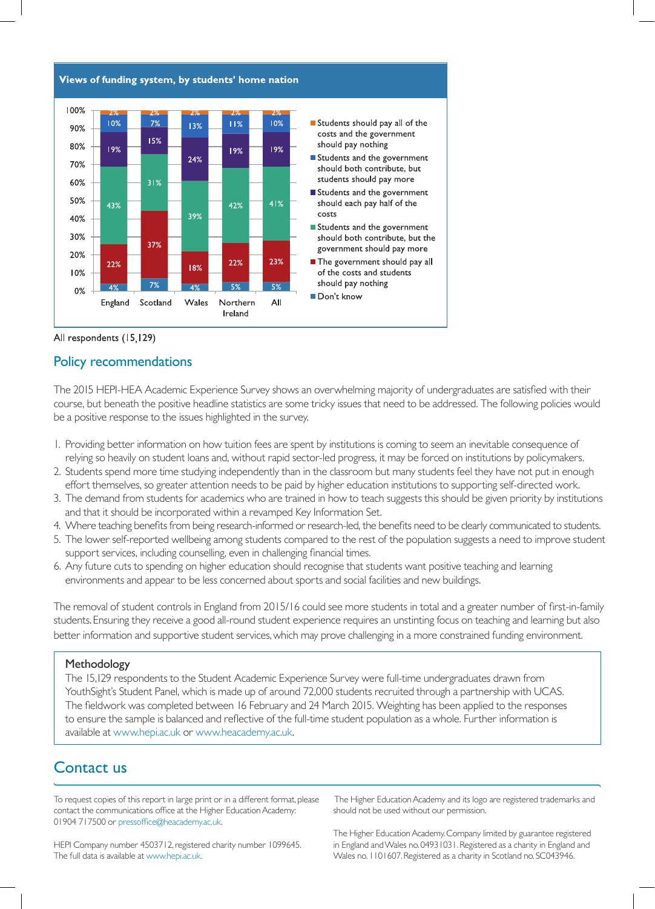**Views of funding system, by students' home nation**

100%
90%
80%
70%
60%
50%
40%
30%
20%
10%
0%

England: 2%, 10%, 19%, 43%, 22%, 4%
Scotland: 2%, 7%, 15%, 31%, 37%, 7%
Wales: 2%, 13%, 24%, 39%, 18%, 4%
Northern Ireland: 2%, 11%, 19%, 42%, 22%, 5%
All: 2%, 10%, 19%, 41%, 23%, 5%

- Students should pay all of the costs and the government should pay nothing
- Students and the government should both contribute, but students should pay more
- Students and the government should each pay half of the costs
- Students and the government should both contribute, but the government should pay more
- The government should pay all of the costs and students should pay nothing
- Don't know

All respondents (15,129)

## Policy recommendations

The 2015 HEPI-HEA Academic Experience Survey shows an overwhelming majority of undergraduates are satisfied with their course, but beneath the positive headline statistics are some tricky issues that need to be addressed. The following policies would be a positive response to the issues highlighted in the survey.

1. Providing better information on how tuition fees are spent by institutions is coming to seem an inevitable consequence of relying so heavily on student loans and, without rapid sector-led progress, it may be forced on institutions by policymakers.
2. Students spend more time studying independently than in the classroom but many students feel they have not put in enough effort themselves, so greater attention needs to be paid by higher education institutions to supporting self-directed work.
3. The demand from students for academics who are trained in how to teach suggests this should be given priority by institutions and that it should be incorporated within a revamped Key Information Set.
4. Where teaching benefits from being research-informed or research-led, the benefits need to be clearly communicated to students.
5. The lower self-reported wellbeing among students compared to the rest of the population suggests a need to improve student support services, including counselling, even in challenging financial times.
6. Any future cuts to spending on higher education should recognise that students want positive teaching and learning environments and appear to be less concerned about sports and social facilities and new buildings.

The removal of student controls in England from 2015/16 could see more students in total and a greater number of first-in-family students. Ensuring they receive a good all-round student experience requires an unstinting focus on teaching and learning but also better information and supportive student services, which may prove challenging in a more constrained funding environment.

### Methodology

The 15,129 respondents to the Student Academic Experience Survey were full-time undergraduates drawn from YouthSight's Student Panel, which is made up of around 72,000 students recruited through a partnership with UCAS. The fieldwork was completed between 16 February and 24 March 2015. Weighting has been applied to the responses to ensure the sample is balanced and reflective of the full-time student population as a whole. Further information is available at www.hepi.ac.uk or www.heacademy.ac.uk.

## Contact us

To request copies of this report in large print or in a different format, please contact the communications office at the Higher Education Academy: 01904 717500 or pressoffice@heacademy.ac.uk.

HEPI Company number 4503712, registered charity number 1099645. The full data is available at www.hepi.ac.uk.

The Higher Education Academy and its logo are registered trademarks and should not be used without our permission.

The Higher Education Academy. Company limited by guarantee registered in England and Wales no. 04931031. Registered as a charity in England and Wales no. 1101607. Registered as a charity in Scotland no. SC043946.